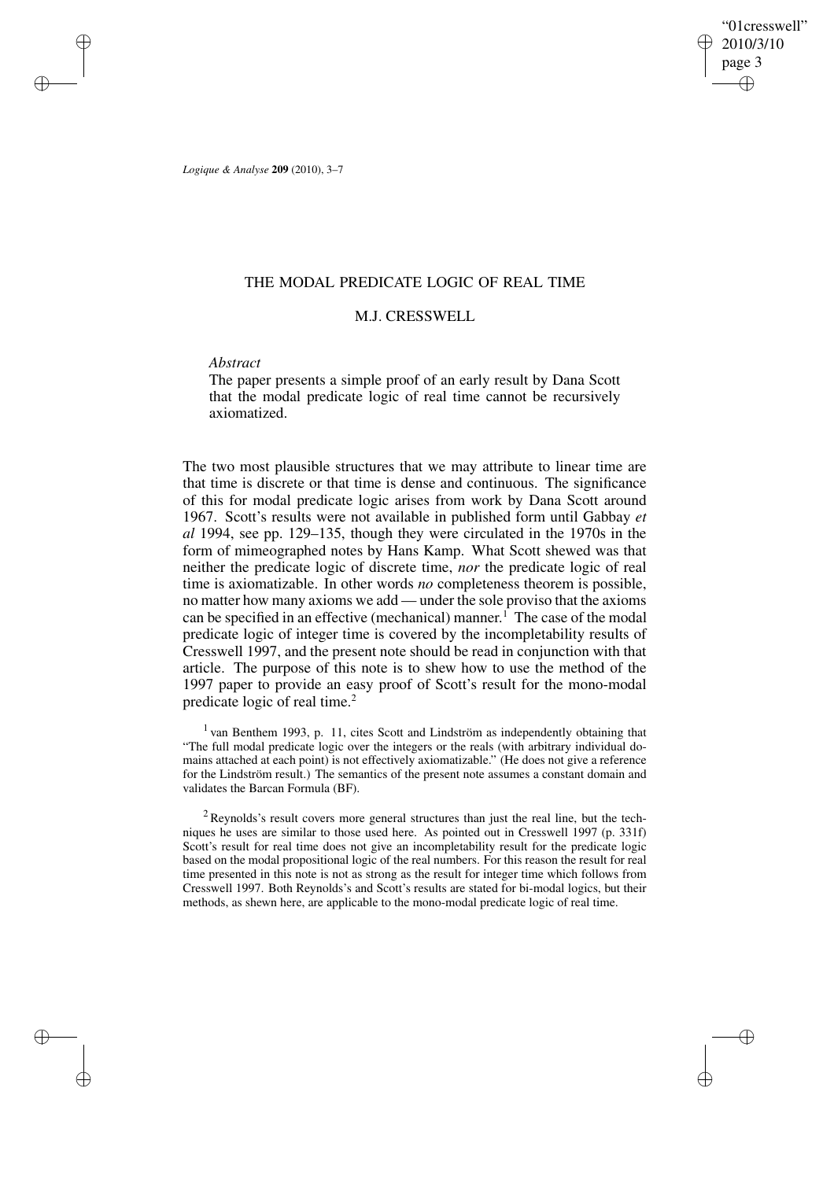# THE MODAL PREDICATE LOGIC OF REAL TIME

## M.J. CRESSWELL

*Abstract*

The paper presents a simple proof of an early result by Dana Scott that the modal predicate logic of real time cannot be recursively axiomatized.

The two most plausible structures that we may attribute to linear time are that time is discrete or that time is dense and continuous. The significance of this for modal predicate logic arises from work by Dana Scott around 1967. Scott's results were not available in published form until Gabbay *et al* 1994, see pp. 129–135, though they were circulated in the 1970s in the form of mimeographed notes by Hans Kamp. What Scott shewed was that neither the predicate logic of discrete time, *nor* the predicate logic of real time is axiomatizable. In other words *no* completeness theorem is possible, no matter how many axioms we add — under the sole proviso that the axioms can be specified in an effective (mechanical) manner.[1] The case of the modal predicate logic of integer time is covered by the incompletability results of Cresswell 1997, and the present note should be read in conjunction with that article. The purpose of this note is to shew how to use the method of the 1997 paper to provide an easy proof of Scott's result for the mono-modal predicate logic of real time.[2]

[1] van Benthem 1993, p. 11, cites Scott and Lindström as independently obtaining that "The full modal predicate logic over the integers or the reals (with arbitrary individual domains attached at each point) is not effectively axiomatizable." (He does not give a reference for the Lindström result.) The semantics of the present note assumes a constant domain and validates the Barcan Formula (BF).

[2] Reynolds's result covers more general structures than just the real line, but the techniques he uses are similar to those used here. As pointed out in Cresswell 1997 (p. 331f) Scott's result for real time does not give an incompletability result for the predicate logic based on the modal propositional logic of the real numbers. For this reason the result for real time presented in this note is not as strong as the result for integer time which follows from Cresswell 1997. Both Reynolds's and Scott's results are stated for bi-modal logics, but their methods, as shewn here, are applicable to the mono-modal predicate logic of real time.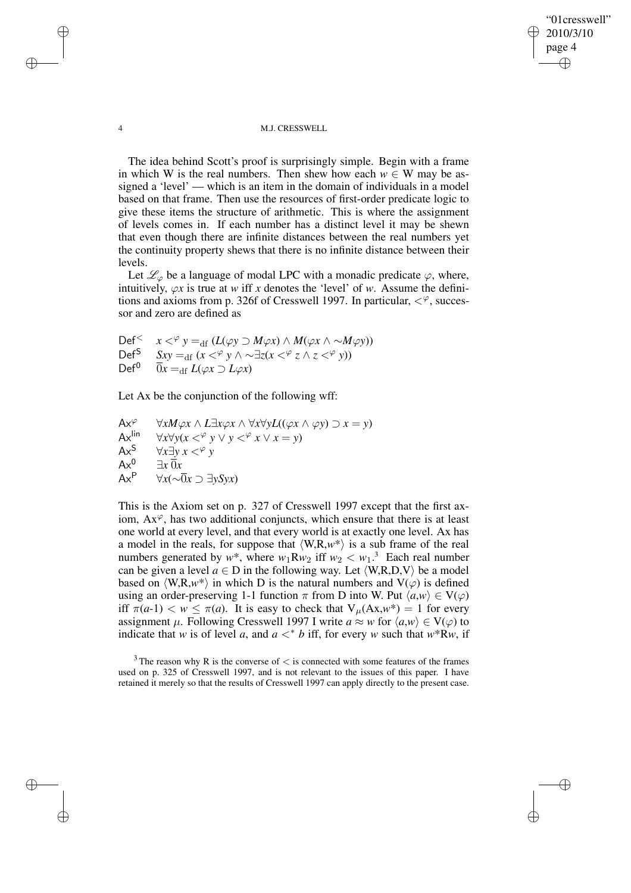The idea behind Scott's proof is surprisingly simple. Begin with a frame in which W is the real numbers. Then shew how each $w \in$ W may be assigned a 'level' — which is an item in the domain of individuals in a model based on that frame. Then use the resources of first-order predicate logic to give these items the structure of arithmetic. This is where the assignment of levels comes in. If each number has a distinct level it may be shewn that even though there are infinite distances between the real numbers yet the continuity property shews that there is no infinite distance between their levels.

Let $\mathscr{L}_\varphi$ be a language of modal LPC with a monadic predicate $\varphi$, where, intuitively, $\varphi x$ is true at $w$ iff $x$ denotes the 'level' of $w$. Assume the definitions and axioms from p. 326f of Cresswell 1997. In particular, $<^\varphi$, successor and zero are defined as

$\mathsf{Def}^<$ $\quad x <^\varphi y =_{\mathrm{df}} (L(\varphi y \supset M\varphi x) \wedge M(\varphi x \wedge \sim M\varphi y))$
$\mathsf{Def}^\mathsf{S}$ $\quad Sxy =_{\mathrm{df}} (x <^\varphi y \wedge \sim\exists z(x <^\varphi z \wedge z <^\varphi y))$
$\mathsf{Def}^0$ $\quad \overline{0}x =_{\mathrm{df}} L(\varphi x \supset L\varphi x)$

Let Ax be the conjunction of the following wff:

$\mathsf{Ax}^\varphi$ $\quad \forall x M\varphi x \wedge L\exists x\varphi x \wedge \forall x\forall y L((\varphi x \wedge \varphi y) \supset x = y)$
$\mathsf{Ax}^{\mathsf{lin}}$ $\quad \forall x\forall y(x <^\varphi y \vee y <^\varphi x \vee x = y)$
$\mathsf{Ax}^\mathsf{S}$ $\quad \forall x\exists y\, x <^\varphi y$
$\mathsf{Ax}^0$ $\quad \exists x\, \overline{0}x$
$\mathsf{Ax}^\mathsf{P}$ $\quad \forall x(\sim\overline{0}x \supset \exists y Syx)$

This is the Axiom set on p. 327 of Cresswell 1997 except that the first axiom, $\mathrm{Ax}^\varphi$, has two additional conjuncts, which ensure that there is at least one world at every level, and that every world is at exactly one level. Ax has a model in the reals, for suppose that $\langle$W,R,$w^*\rangle$ is a sub frame of the real numbers generated by $w^*$, where $w_1$R$w_2$ iff $w_2 < w_1$.[3] Each real number can be given a level $a \in$ D in the following way. Let $\langle$W,R,D,V$\rangle$ be a model based on $\langle$W,R,$w^*\rangle$ in which D is the natural numbers and V($\varphi$) is defined using an order-preserving 1-1 function $\pi$ from D into W. Put $\langle a,w\rangle \in$ V($\varphi$) iff $\pi(a\text{-}1) < w \leq \pi(a)$. It is easy to check that $\mathrm{V}_\mu(\mathrm{Ax},w^*) = 1$ for every assignment $\mu$. Following Cresswell 1997 I write $a \approx w$ for $\langle a,w\rangle \in$ V($\varphi$) to indicate that $w$ is of level $a$, and $a <^* b$ iff, for every $w$ such that $w^*$R$w$, if

[3] The reason why R is the converse of $<$ is connected with some features of the frames used on p. 325 of Cresswell 1997, and is not relevant to the issues of this paper. I have retained it merely so that the results of Cresswell 1997 can apply directly to the present case.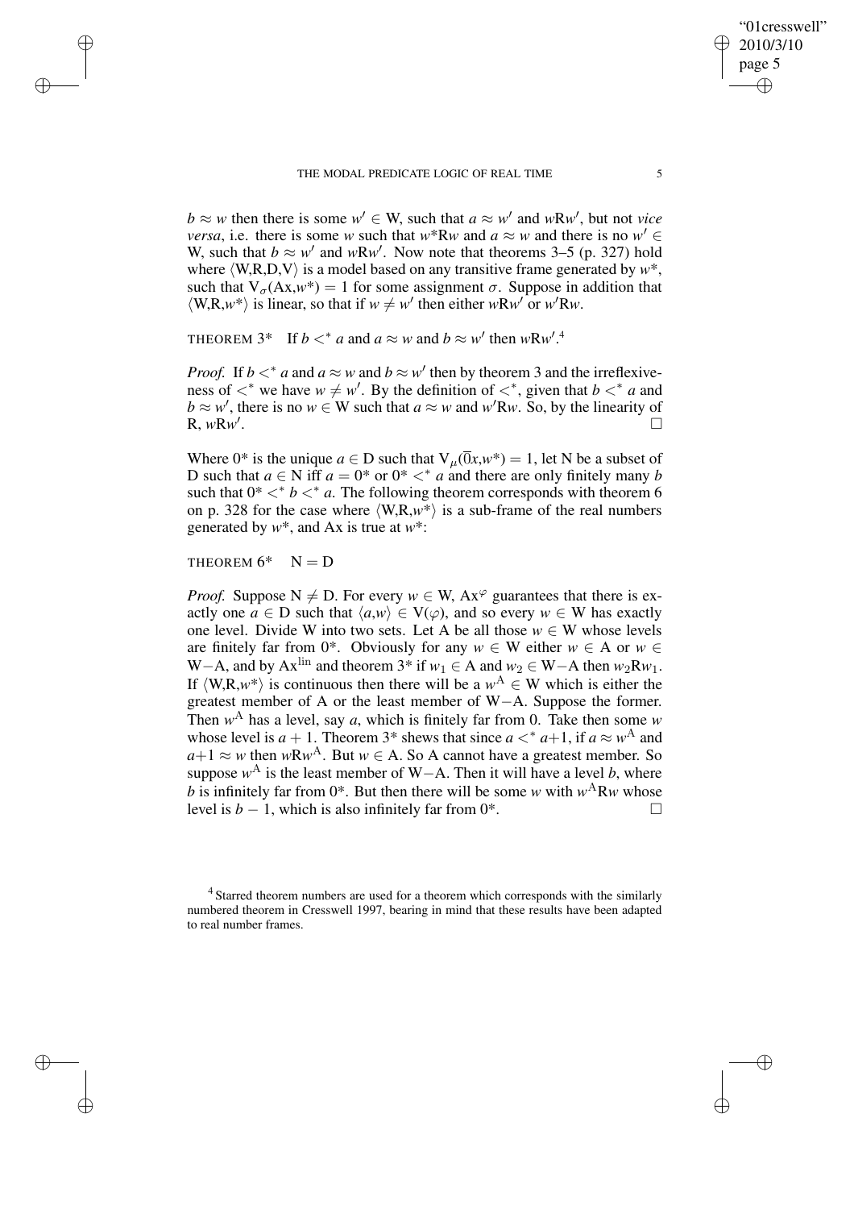$b \approx w$ then there is some $w' \in$ W, such that $a \approx w'$ and $w$R$w'$, but not *vice versa*, i.e. there is some $w$ such that $w$*R$w$ and $a \approx w$ and there is no $w' \in$ W, such that $b \approx w'$ and $w$R$w'$. Now note that theorems 3–5 (p. 327) hold where $\langle$W,R,D,V$\rangle$ is a model based on any transitive frame generated by $w$*, such that $V_\sigma$(Ax,$w$*) = 1 for some assignment $\sigma$. Suppose in addition that $\langle$W,R,$w$*$\rangle$ is linear, so that if $w \neq w'$ then either $w$R$w'$ or $w'$R$w$.

THEOREM 3* If $b <^* a$ and $a \approx w$ and $b \approx w'$ then $w$R$w'$.[4]

*Proof.* If $b <^* a$ and $a \approx w$ and $b \approx w'$ then by theorem 3 and the irreflexiveness of $<^*$ we have $w \neq w'$. By the definition of $<^*$, given that $b <^* a$ and $b \approx w'$, there is no $w \in$ W such that $a \approx w$ and $w'$R$w$. So, by the linearity of R, $w$R$w'$. □

Where 0* is the unique $a \in$ D such that $V_\mu(\overline{0}x,w^*) = 1$, let N be a subset of D such that $a \in$ N iff $a = 0^*$ or $0^* <^* a$ and there are only finitely many $b$ such that $0^* <^* b <^* a$. The following theorem corresponds with theorem 6 on p. 328 for the case where $\langle$W,R,$w$*$\rangle$ is a sub-frame of the real numbers generated by $w$*, and Ax is true at $w$*:

THEOREM 6* N = D

*Proof.* Suppose N $\neq$ D. For every $w \in$ W, Ax$^\varphi$ guarantees that there is exactly one $a \in$ D such that $\langle a,w \rangle \in$ V($\varphi$), and so every $w \in$ W has exactly one level. Divide W into two sets. Let A be all those $w \in$ W whose levels are finitely far from 0*. Obviously for any $w \in$ W either $w \in$ A or $w \in$ W−A, and by Ax$^{\text{lin}}$ and theorem 3* if $w_1 \in$ A and $w_2 \in$ W−A then $w_2$R$w_1$. If $\langle$W,R,$w$*$\rangle$ is continuous then there will be a $w^{\text{A}} \in$ W which is either the greatest member of A or the least member of W−A. Suppose the former. Then $w^{\text{A}}$ has a level, say $a$, which is finitely far from 0. Take then some $w$ whose level is $a + 1$. Theorem 3* shews that since $a <^* a$+1, if $a \approx w^{\text{A}}$ and $a$+1 $\approx w$ then $w$R$w^{\text{A}}$. But $w \in$ A. So A cannot have a greatest member. So suppose $w^{\text{A}}$ is the least member of W−A. Then it will have a level $b$, where $b$ is infinitely far from 0*. But then there will be some $w$ with $w^{\text{A}}$R$w$ whose level is $b - 1$, which is also infinitely far from 0*. □

[4] Starred theorem numbers are used for a theorem which corresponds with the similarly numbered theorem in Cresswell 1997, bearing in mind that these results have been adapted to real number frames.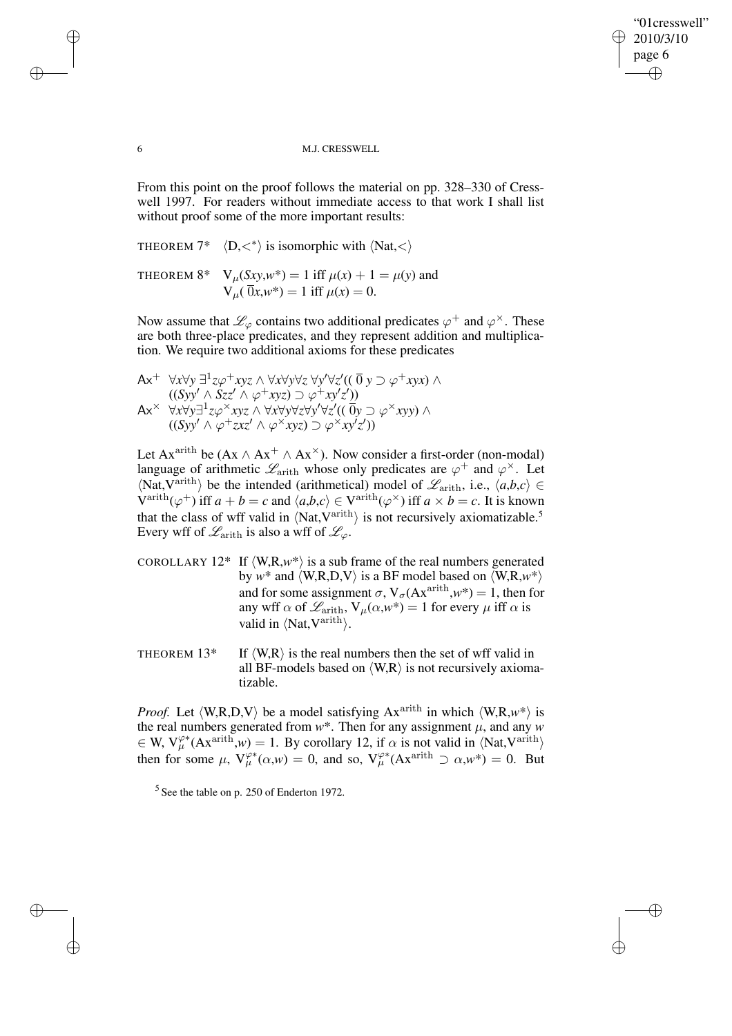From this point on the proof follows the material on pp. 328–330 of Cresswell 1997. For readers without immediate access to that work I shall list without proof some of the more important results:

THEOREM 7* $\langle D,<^* \rangle$ is isomorphic with $\langle \text{Nat},< \rangle$

THEOREM 8* $V_\mu(Sxy,w^*) = 1$ iff $\mu(x) + 1 = \mu(y)$ and $V_\mu(\,\overline{0}x,w^*) = 1$ iff $\mu(x) = 0$.

Now assume that $\mathscr{L}_\varphi$ contains two additional predicates $\varphi^+$ and $\varphi^\times$. These are both three-place predicates, and they represent addition and multiplication. We require two additional axioms for these predicates

$\mathsf{Ax}^+$ $\forall x \forall y\, \exists^1 z \varphi^+ xyz \wedge \forall x \forall y \forall z\, \forall y' \forall z' ((\,\overline{0}\, y \supset \varphi^+ xyx) \wedge ((Syy' \wedge Szz' \wedge \varphi^+ xyz) \supset \varphi^+ xy'z'))$

$\mathsf{Ax}^\times$ $\forall x \forall y \exists^1 z \varphi^\times xyz \wedge \forall x \forall y \forall z \forall y' \forall z' ((\,\overline{0} y \supset \varphi^\times xyy) \wedge ((Syy' \wedge \varphi^+ zxz' \wedge \varphi^\times xyz) \supset \varphi^\times xy'z'))$

Let $\text{Ax}^{\text{arith}}$ be $(\text{Ax} \wedge \text{Ax}^+ \wedge \text{Ax}^\times)$. Now consider a first-order (non-modal) language of arithmetic $\mathscr{L}_{\text{arith}}$ whose only predicates are $\varphi^+$ and $\varphi^\times$. Let $\langle \text{Nat},\text{V}^{\text{arith}} \rangle$ be the intended (arithmetical) model of $\mathscr{L}_{\text{arith}}$, i.e., $\langle a,b,c \rangle \in \text{V}^{\text{arith}}(\varphi^+)$ iff $a + b = c$ and $\langle a,b,c \rangle \in \text{V}^{\text{arith}}(\varphi^\times)$ iff $a \times b = c$. It is known that the class of wff valid in $\langle \text{Nat},\text{V}^{\text{arith}} \rangle$ is not recursively axiomatizable.[5] Every wff of $\mathscr{L}_{\text{arith}}$ is also a wff of $\mathscr{L}_\varphi$.

COROLLARY 12* If $\langle W,R,w^* \rangle$ is a sub frame of the real numbers generated by $w^*$ and $\langle W,R,D,V \rangle$ is a BF model based on $\langle W,R,w^* \rangle$ and for some assignment $\sigma$, $V_\sigma(\text{Ax}^{\text{arith}},w^*) = 1$, then for any wff $\alpha$ of $\mathscr{L}_{\text{arith}}$, $V_\mu(\alpha,w^*) = 1$ for every $\mu$ iff $\alpha$ is valid in $\langle \text{Nat},\text{V}^{\text{arith}} \rangle$.

THEOREM 13* If $\langle W,R \rangle$ is the real numbers then the set of wff valid in all BF-models based on $\langle W,R \rangle$ is not recursively axiomatizable.

*Proof.* Let $\langle W,R,D,V \rangle$ be a model satisfying $\text{Ax}^{\text{arith}}$ in which $\langle W,R,w^* \rangle$ is the real numbers generated from $w^*$. Then for any assignment $\mu$, and any $w \in W$, $V_\mu^{\varphi *}(\text{Ax}^{\text{arith}},w) = 1$. By corollary 12, if $\alpha$ is not valid in $\langle \text{Nat},\text{V}^{\text{arith}} \rangle$ then for some $\mu$, $V_\mu^{\varphi *}(\alpha,w) = 0$, and so, $V_\mu^{\varphi *}(\text{Ax}^{\text{arith}} \supset \alpha,w^*) = 0$. But

[5] See the table on p. 250 of Enderton 1972.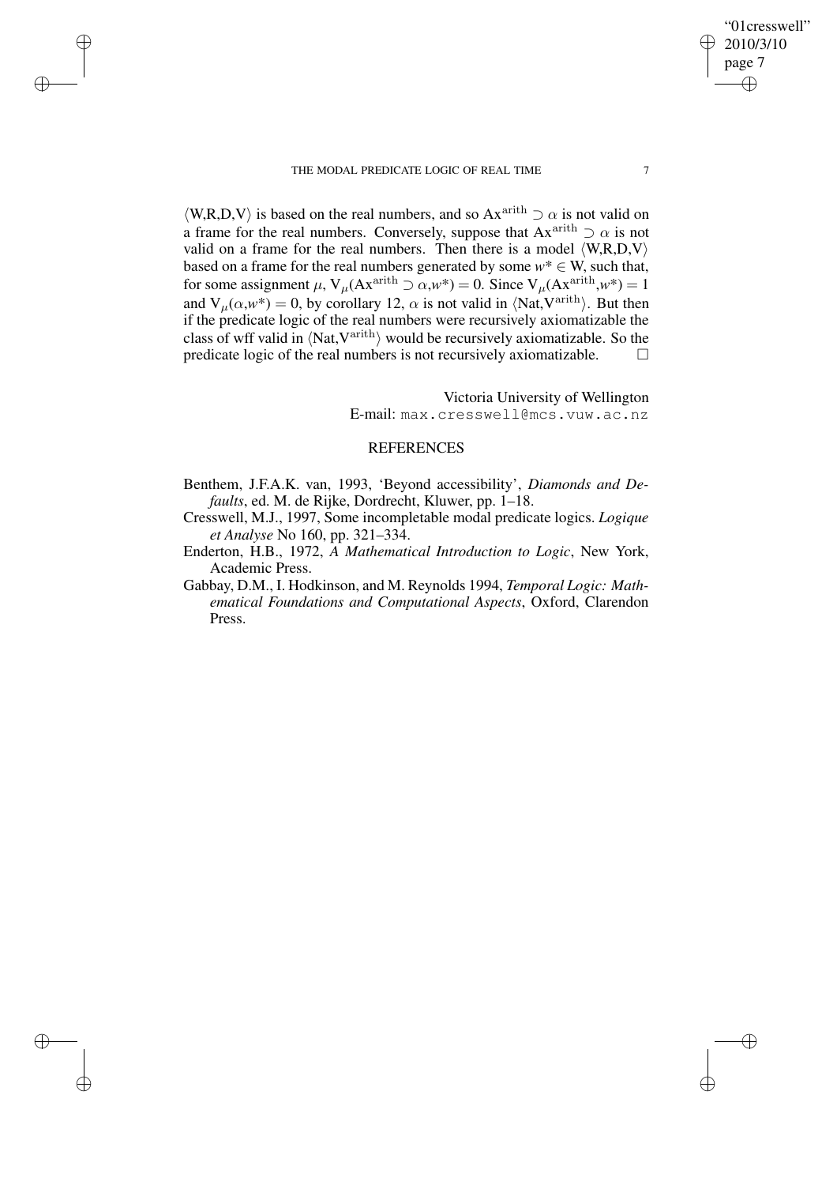$\langle$W,R,D,V$\rangle$ is based on the real numbers, and so $\mathrm{Ax}^{\mathrm{arith}} \supset \alpha$ is not valid on a frame for the real numbers. Conversely, suppose that $\mathrm{Ax}^{\mathrm{arith}} \supset \alpha$ is not valid on a frame for the real numbers. Then there is a model $\langle$W,R,D,V$\rangle$ based on a frame for the real numbers generated by some $w^* \in$ W, such that, for some assignment $\mu$, $\mathrm{V}_\mu(\mathrm{Ax}^{\mathrm{arith}} \supset \alpha, w^*) = 0$. Since $\mathrm{V}_\mu(\mathrm{Ax}^{\mathrm{arith}}, w^*) = 1$ and $\mathrm{V}_\mu(\alpha, w^*) = 0$, by corollary 12, $\alpha$ is not valid in $\langle \mathrm{Nat}, \mathrm{V}^{\mathrm{arith}} \rangle$. But then if the predicate logic of the real numbers were recursively axiomatizable the class of wff valid in $\langle \mathrm{Nat}, \mathrm{V}^{\mathrm{arith}} \rangle$ would be recursively axiomatizable. So the predicate logic of the real numbers is not recursively axiomatizable. □

Victoria University of Wellington
E-mail: max.cresswell@mcs.vuw.ac.nz

## REFERENCES

Benthem, J.F.A.K. van, 1993, 'Beyond accessibility', *Diamonds and Defaults*, ed. M. de Rijke, Dordrecht, Kluwer, pp. 1–18.

Cresswell, M.J., 1997, Some incompletable modal predicate logics. *Logique et Analyse* No 160, pp. 321–334.

Enderton, H.B., 1972, *A Mathematical Introduction to Logic*, New York, Academic Press.

Gabbay, D.M., I. Hodkinson, and M. Reynolds 1994, *Temporal Logic: Mathematical Foundations and Computational Aspects*, Oxford, Clarendon Press.